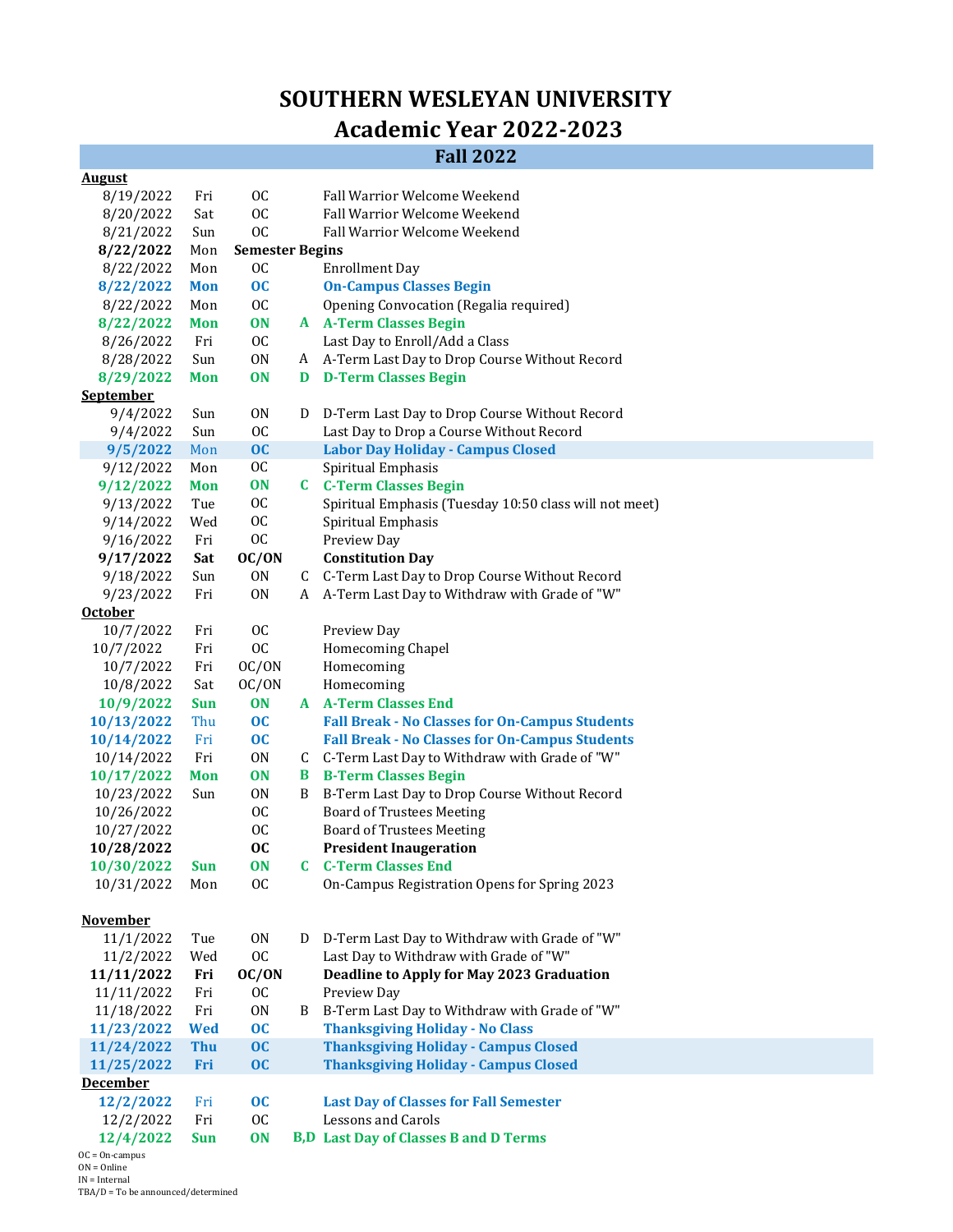# SOUTHERN WESLEYAN UNIVERSITY

## Academic Year 2022-2023

### Fall 2022

| Date | Day | Type | Term | Event |
|---|---|---|---|---|
| **August** | | | | |
| 8/19/2022 | Fri | OC | | Fall Warrior Welcome Weekend |
| 8/20/2022 | Sat | OC | | Fall Warrior Welcome Weekend |
| 8/21/2022 | Sun | OC | | Fall Warrior Welcome Weekend |
| **8/22/2022** | Mon | **Semester Begins** | | |
| 8/22/2022 | Mon | OC | | Enrollment Day |
| **8/22/2022** | **Mon** | **OC** | | **On-Campus Classes Begin** |
| 8/22/2022 | Mon | OC | | Opening Convocation (Regalia required) |
| **8/22/2022** | **Mon** | **ON** | **A** | **A-Term Classes Begin** |
| 8/26/2022 | Fri | OC | | Last Day to Enroll/Add a Class |
| 8/28/2022 | Sun | ON | A | A-Term Last Day to Drop Course Without Record |
| **8/29/2022** | **Mon** | **ON** | **D** | **D-Term Classes Begin** |
| **September** | | | | |
| 9/4/2022 | Sun | ON | D | D-Term Last Day to Drop Course Without Record |
| 9/4/2022 | Sun | OC | | Last Day to Drop a Course Without Record |
| **9/5/2022** | Mon | **OC** | | **Labor Day Holiday - Campus Closed** |
| 9/12/2022 | Mon | OC | | Spiritual Emphasis |
| **9/12/2022** | **Mon** | **ON** | **C** | **C-Term Classes Begin** |
| 9/13/2022 | Tue | OC | | Spiritual Emphasis (Tuesday 10:50 class will not meet) |
| 9/14/2022 | Wed | OC | | Spiritual Emphasis |
| 9/16/2022 | Fri | OC | | Preview Day |
| **9/17/2022** | **Sat** | **OC/ON** | | **Constitution Day** |
| 9/18/2022 | Sun | ON | C | C-Term Last Day to Drop Course Without Record |
| 9/23/2022 | Fri | ON | A | A-Term Last Day to Withdraw with Grade of "W" |
| **October** | | | | |
| 10/7/2022 | Fri | OC | | Preview Day |
| 10/7/2022 | Fri | OC | | Homecoming Chapel |
| 10/7/2022 | Fri | OC/ON | | Homecoming |
| 10/8/2022 | Sat | OC/ON | | Homecoming |
| **10/9/2022** | **Sun** | **ON** | **A** | **A-Term Classes End** |
| **10/13/2022** | Thu | **OC** | | **Fall Break - No Classes for On-Campus Students** |
| **10/14/2022** | Fri | **OC** | | **Fall Break - No Classes for On-Campus Students** |
| 10/14/2022 | Fri | ON | C | C-Term Last Day to Withdraw with Grade of "W" |
| **10/17/2022** | **Mon** | **ON** | **B** | **B-Term Classes Begin** |
| 10/23/2022 | Sun | ON | B | B-Term Last Day to Drop Course Without Record |
| 10/26/2022 | | OC | | Board of Trustees Meeting |
| 10/27/2022 | | OC | | Board of Trustees Meeting |
| **10/28/2022** | | **OC** | | **President Inaugeration** |
| **10/30/2022** | **Sun** | **ON** | **C** | **C-Term Classes End** |
| 10/31/2022 | Mon | OC | | On-Campus Registration Opens for Spring 2023 |
| **November** | | | | |
| 11/1/2022 | Tue | ON | D | D-Term Last Day to Withdraw with Grade of "W" |
| 11/2/2022 | Wed | OC | | Last Day to Withdraw with Grade of "W" |
| **11/11/2022** | **Fri** | **OC/ON** | | **Deadline to Apply for May 2023 Graduation** |
| 11/11/2022 | Fri | OC | | Preview Day |
| 11/18/2022 | Fri | ON | B | B-Term Last Day to Withdraw with Grade of "W" |
| **11/23/2022** | **Wed** | **OC** | | **Thanksgiving Holiday - No Class** |
| **11/24/2022** | **Thu** | **OC** | | **Thanksgiving Holiday - Campus Closed** |
| **11/25/2022** | **Fri** | **OC** | | **Thanksgiving Holiday - Campus Closed** |
| **December** | | | | |
| **12/2/2022** | Fri | **OC** | | **Last Day of Classes for Fall Semester** |
| 12/2/2022 | Fri | OC | | Lessons and Carols |
| **12/4/2022** | **Sun** | **ON** | **B,D** | **Last Day of Classes B and D Terms** |

OC = On-campus
ON = Online
IN = Internal
TBA/D = To be announced/determined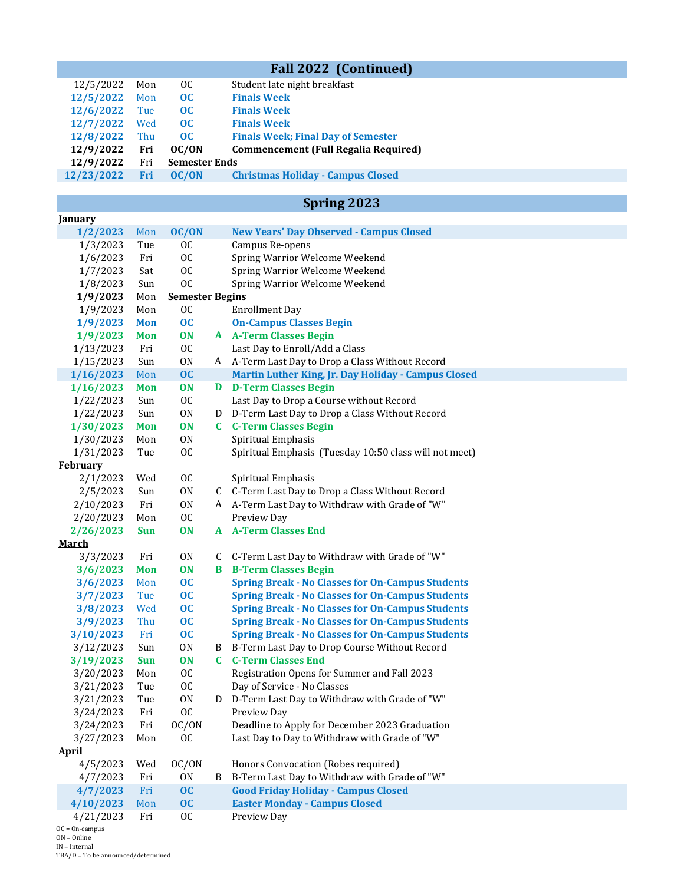## Fall 2022 (Continued)

| Date | Day | Type | Term | Event |
|---|---|---|---|---|
| 12/5/2022 | Mon | OC | | Student late night breakfast |
| **12/5/2022** | Mon | **OC** | | **Finals Week** |
| **12/6/2022** | Tue | **OC** | | **Finals Week** |
| **12/7/2022** | Wed | **OC** | | **Finals Week** |
| **12/8/2022** | Thu | **OC** | | **Finals Week; Final Day of Semester** |
| **12/9/2022** | **Fri** | **OC/ON** | | **Commencement (Full Regalia Required)** |
| **12/9/2022** | Fri | **Semester Ends** | | |
| **12/23/2022** | **Fri** | **OC/ON** | | **Christmas Holiday - Campus Closed** |

## Spring 2023

| Date | Day | Type | Term | Event |
|---|---|---|---|---|
| **January** | | | | |
| **1/2/2023** | Mon | **OC/ON** | | **New Years' Day Observed - Campus Closed** |
| 1/3/2023 | Tue | OC | | Campus Re-opens |
| 1/6/2023 | Fri | OC | | Spring Warrior Welcome Weekend |
| 1/7/2023 | Sat | OC | | Spring Warrior Welcome Weekend |
| 1/8/2023 | Sun | OC | | Spring Warrior Welcome Weekend |
| **1/9/2023** | Mon | **Semester Begins** | | |
| 1/9/2023 | Mon | OC | | Enrollment Day |
| **1/9/2023** | **Mon** | **OC** | | **On-Campus Classes Begin** |
| **1/9/2023** | **Mon** | **ON** | **A** | **A-Term Classes Begin** |
| 1/13/2023 | Fri | OC | | Last Day to Enroll/Add a Class |
| 1/15/2023 | Sun | ON | A | A-Term Last Day to Drop a Class Without Record |
| **1/16/2023** | Mon | **OC** | | **Martin Luther King, Jr. Day Holiday - Campus Closed** |
| **1/16/2023** | **Mon** | **ON** | **D** | **D-Term Classes Begin** |
| 1/22/2023 | Sun | OC | | Last Day to Drop a Course without Record |
| 1/22/2023 | Sun | ON | D | D-Term Last Day to Drop a Class Without Record |
| **1/30/2023** | **Mon** | **ON** | **C** | **C-Term Classes Begin** |
| 1/30/2023 | Mon | ON | | Spiritual Emphasis |
| 1/31/2023 | Tue | OC | | Spiritual Emphasis (Tuesday 10:50 class will not meet) |
| **February** | | | | |
| 2/1/2023 | Wed | OC | | Spiritual Emphasis |
| 2/5/2023 | Sun | ON | C | C-Term Last Day to Drop a Class Without Record |
| 2/10/2023 | Fri | ON | A | A-Term Last Day to Withdraw with Grade of "W" |
| 2/20/2023 | Mon | OC | | Preview Day |
| **2/26/2023** | **Sun** | **ON** | **A** | **A-Term Classes End** |
| **March** | | | | |
| 3/3/2023 | Fri | ON | C | C-Term Last Day to Withdraw with Grade of "W" |
| **3/6/2023** | **Mon** | **ON** | **B** | **B-Term Classes Begin** |
| **3/6/2023** | Mon | **OC** | | **Spring Break - No Classes for On-Campus Students** |
| **3/7/2023** | Tue | **OC** | | **Spring Break - No Classes for On-Campus Students** |
| **3/8/2023** | Wed | **OC** | | **Spring Break - No Classes for On-Campus Students** |
| **3/9/2023** | Thu | **OC** | | **Spring Break - No Classes for On-Campus Students** |
| **3/10/2023** | Fri | **OC** | | **Spring Break - No Classes for On-Campus Students** |
| 3/12/2023 | Sun | ON | B | B-Term Last Day to Drop Course Without Record |
| **3/19/2023** | **Sun** | **ON** | **C** | **C-Term Classes End** |
| 3/20/2023 | Mon | OC | | Registration Opens for Summer and Fall 2023 |
| 3/21/2023 | Tue | OC | | Day of Service - No Classes |
| 3/21/2023 | Tue | ON | D | D-Term Last Day to Withdraw with Grade of "W" |
| 3/24/2023 | Fri | OC | | Preview Day |
| 3/24/2023 | Fri | OC/ON | | Deadline to Apply for December 2023 Graduation |
| 3/27/2023 | Mon | OC | | Last Day to Day to Withdraw with Grade of "W" |
| **April** | | | | |
| 4/5/2023 | Wed | OC/ON | | Honors Convocation (Robes required) |
| 4/7/2023 | Fri | ON | B | B-Term Last Day to Withdraw with Grade of "W" |
| **4/7/2023** | Fri | **OC** | | **Good Friday Holiday - Campus Closed** |
| **4/10/2023** | Mon | **OC** | | **Easter Monday - Campus Closed** |
| 4/21/2023 | Fri | OC | | Preview Day |

OC = On-campus
ON = Online
IN = Internal
TBA/D = To be announced/determined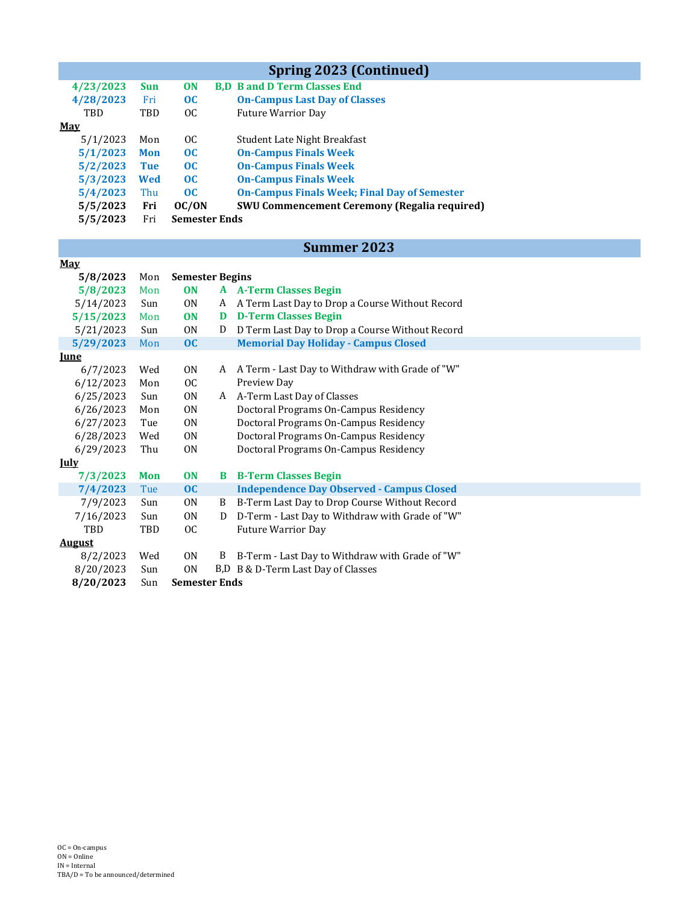## Spring 2023 (Continued)

| | | | | |
|---|---|---|---|---|
| **4/23/2023** | **Sun** | **ON** | **B,D** | **B and D Term Classes End** |
| **4/28/2023** | Fri | **OC** | | **On-Campus Last Day of Classes** |
| TBD | TBD | OC | | Future Warrior Day |
| **May** | | | | |
| 5/1/2023 | Mon | OC | | Student Late Night Breakfast |
| **5/1/2023** | **Mon** | **OC** | | **On-Campus Finals Week** |
| **5/2/2023** | **Tue** | **OC** | | **On-Campus Finals Week** |
| **5/3/2023** | **Wed** | **OC** | | **On-Campus Finals Week** |
| **5/4/2023** | Thu | **OC** | | **On-Campus Finals Week; Final Day of Semester** |
| **5/5/2023** | **Fri** | **OC/ON** | | **SWU Commencement Ceremony (Regalia required)** |
| **5/5/2023** | Fri | **Semester Ends** | | |

## Summer 2023

| | | | | |
|---|---|---|---|---|
| **May** | | | | |
| **5/8/2023** | Mon | **Semester Begins** | | |
| **5/8/2023** | Mon | **ON** | **A** | **A-Term Classes Begin** |
| 5/14/2023 | Sun | ON | A | A Term Last Day to Drop a Course Without Record |
| **5/15/2023** | Mon | **ON** | **D** | **D-Term Classes Begin** |
| 5/21/2023 | Sun | ON | D | D Term Last Day to Drop a Course Without Record |
| **5/29/2023** | Mon | **OC** | | **Memorial Day Holiday - Campus Closed** |
| **June** | | | | |
| 6/7/2023 | Wed | ON | A | A Term - Last Day to Withdraw with Grade of "W" |
| 6/12/2023 | Mon | OC | | Preview Day |
| 6/25/2023 | Sun | ON | A | A-Term Last Day of Classes |
| 6/26/2023 | Mon | ON | | Doctoral Programs On-Campus Residency |
| 6/27/2023 | Tue | ON | | Doctoral Programs On-Campus Residency |
| 6/28/2023 | Wed | ON | | Doctoral Programs On-Campus Residency |
| 6/29/2023 | Thu | ON | | Doctoral Programs On-Campus Residency |
| **July** | | | | |
| **7/3/2023** | **Mon** | **ON** | **B** | **B-Term Classes Begin** |
| **7/4/2023** | Tue | **OC** | | **Independence Day Observed - Campus Closed** |
| 7/9/2023 | Sun | ON | B | B-Term Last Day to Drop Course Without Record |
| 7/16/2023 | Sun | ON | D | D-Term - Last Day to Withdraw with Grade of "W" |
| TBD | TBD | OC | | Future Warrior Day |
| **August** | | | | |
| 8/2/2023 | Wed | ON | B | B-Term - Last Day to Withdraw with Grade of "W" |
| 8/20/2023 | Sun | ON | B,D | B & D-Term Last Day of Classes |
| **8/20/2023** | Sun | **Semester Ends** | | |

OC = On-campus
ON = Online
IN = Internal
TBA/D = To be announced/determined